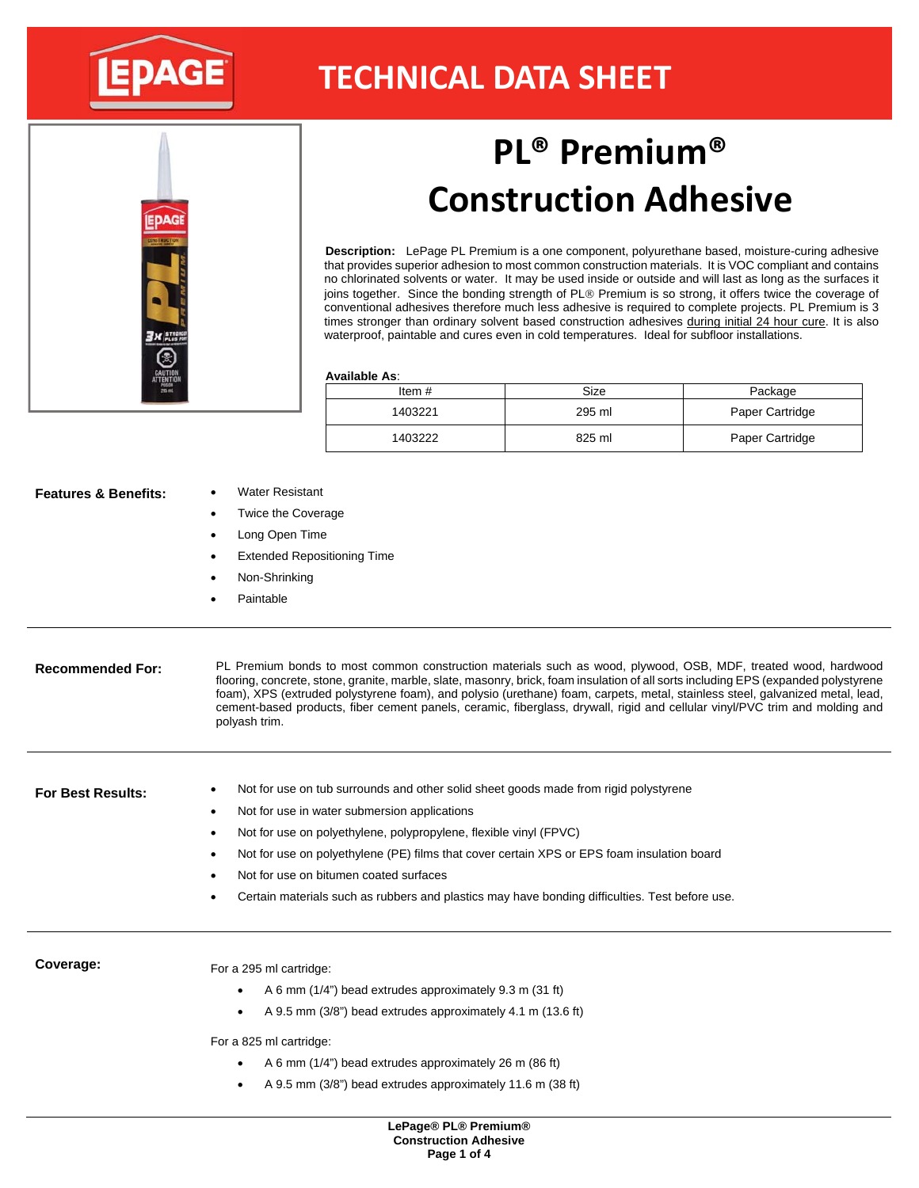# TECHNICAL DATA SHEET

# PL® Premium® Construction Adhesive

**Description:** LePage PL Premium is a one component, polyurethane based, moisture-curing adhesive that provides superior adhesion to most common construction materials. It is VOC compliant and contains no chlorinated solvents or water. It may be used inside or outside and will last as long as the surfaces it joins together. Since the bonding strength of PL® Premium is so strong, it offers twice the coverage of conventional adhesives therefore much less adhesive is required to complete projects. PL Premium is 3 times stronger than ordinary solvent based construction adhesives during initial 24 hour cure. It is also waterproof, paintable and cures even in cold temperatures. Ideal for subfloor installations.

**Available As**:

| Item # | Size | Package |
|---|---|---|
| 1403221 | 295 ml | Paper Cartridge |
| 1403222 | 825 ml | Paper Cartridge |

**Features & Benefits:**

- Water Resistant
- Twice the Coverage
- Long Open Time
- Extended Repositioning Time
- Non-Shrinking
- Paintable

**Recommended For:**

PL Premium bonds to most common construction materials such as wood, plywood, OSB, MDF, treated wood, hardwood flooring, concrete, stone, granite, marble, slate, masonry, brick, foam insulation of all sorts including EPS (expanded polystyrene foam), XPS (extruded polystyrene foam), and polysio (urethane) foam, carpets, metal, stainless steel, galvanized metal, lead, cement-based products, fiber cement panels, ceramic, fiberglass, drywall, rigid and cellular vinyl/PVC trim and molding and polyash trim.

**For Best Results:**

- Not for use on tub surrounds and other solid sheet goods made from rigid polystyrene
- Not for use in water submersion applications
- Not for use on polyethylene, polypropylene, flexible vinyl (FPVC)
- Not for use on polyethylene (PE) films that cover certain XPS or EPS foam insulation board
- Not for use on bitumen coated surfaces
- Certain materials such as rubbers and plastics may have bonding difficulties. Test before use.

**Coverage:**

For a 295 ml cartridge:

- A 6 mm (1/4") bead extrudes approximately 9.3 m (31 ft)
- A 9.5 mm (3/8") bead extrudes approximately 4.1 m (13.6 ft)

For a 825 ml cartridge:

- A 6 mm (1/4") bead extrudes approximately 26 m (86 ft)
- A 9.5 mm (3/8") bead extrudes approximately 11.6 m (38 ft)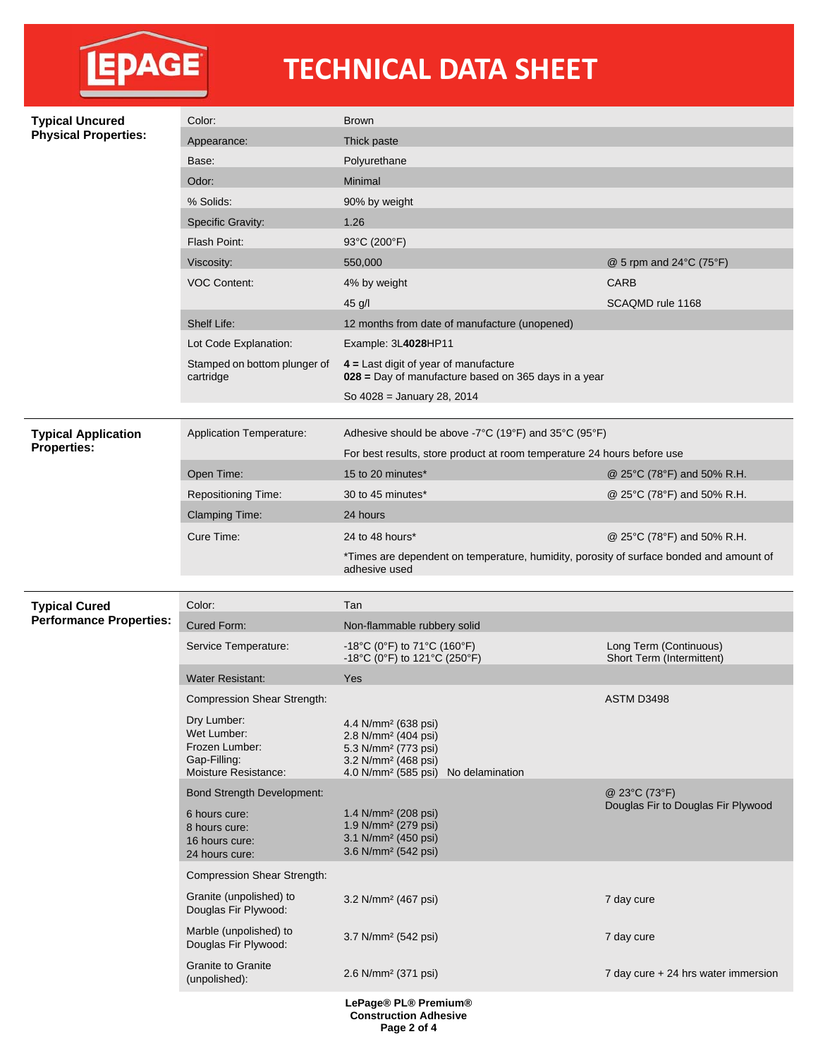# TECHNICAL DATA SHEET

## Typical Uncured Physical Properties:

| | | |
|---|---|---|
| Color: | Brown | |
| Appearance: | Thick paste | |
| Base: | Polyurethane | |
| Odor: | Minimal | |
| % Solids: | 90% by weight | |
| Specific Gravity: | 1.26 | |
| Flash Point: | 93°C (200°F) | |
| Viscosity: | 550,000 | @ 5 rpm and 24°C (75°F) |
| VOC Content: | 4% by weight | CARB |
| | 45 g/l | SCAQMD rule 1168 |
| Shelf Life: | 12 months from date of manufacture (unopened) | |
| Lot Code Explanation: | Example: 3L**4028**HP11 | |
| Stamped on bottom plunger of cartridge | **4 =** Last digit of year of manufacture<br>**028 =** Day of manufacture based on 365 days in a year | |
| | So 4028 = January 28, 2014 | |

## Typical Application Properties:

| | | |
|---|---|---|
| Application Temperature: | Adhesive should be above -7°C (19°F) and 35°C (95°F) | |
| | For best results, store product at room temperature 24 hours before use | |
| Open Time: | 15 to 20 minutes* | @ 25°C (78°F) and 50% R.H. |
| Repositioning Time: | 30 to 45 minutes* | @ 25°C (78°F) and 50% R.H. |
| Clamping Time: | 24 hours | |
| Cure Time: | 24 to 48 hours* | @ 25°C (78°F) and 50% R.H. |
| | *Times are dependent on temperature, humidity, porosity of surface bonded and amount of adhesive used | |

## Typical Cured Performance Properties:

| | | |
|---|---|---|
| Color: | Tan | |
| Cured Form: | Non-flammable rubbery solid | |
| Service Temperature: | -18°C (0°F) to 71°C (160°F)<br>-18°C (0°F) to 121°C (250°F) | Long Term (Continuous)<br>Short Term (Intermittent) |
| Water Resistant: | Yes | |
| Compression Shear Strength: | | ASTM D3498 |
| Dry Lumber:<br>Wet Lumber:<br>Frozen Lumber:<br>Gap-Filling:<br>Moisture Resistance: | 4.4 N/mm² (638 psi)<br>2.8 N/mm² (404 psi)<br>5.3 N/mm² (773 psi)<br>3.2 N/mm² (468 psi)<br>4.0 N/mm² (585 psi) No delamination | |
| Bond Strength Development: | | @ 23°C (73°F)<br>Douglas Fir to Douglas Fir Plywood |
| 6 hours cure:<br>8 hours cure:<br>16 hours cure:<br>24 hours cure: | 1.4 N/mm² (208 psi)<br>1.9 N/mm² (279 psi)<br>3.1 N/mm² (450 psi)<br>3.6 N/mm² (542 psi) | |
| Compression Shear Strength: | | |
| Granite (unpolished) to Douglas Fir Plywood: | 3.2 N/mm² (467 psi) | 7 day cure |
| Marble (unpolished) to Douglas Fir Plywood: | 3.7 N/mm² (542 psi) | 7 day cure |
| Granite to Granite (unpolished): | 2.6 N/mm² (371 psi) | 7 day cure + 24 hrs water immersion |

**LePage® PL® Premium® Construction Adhesive**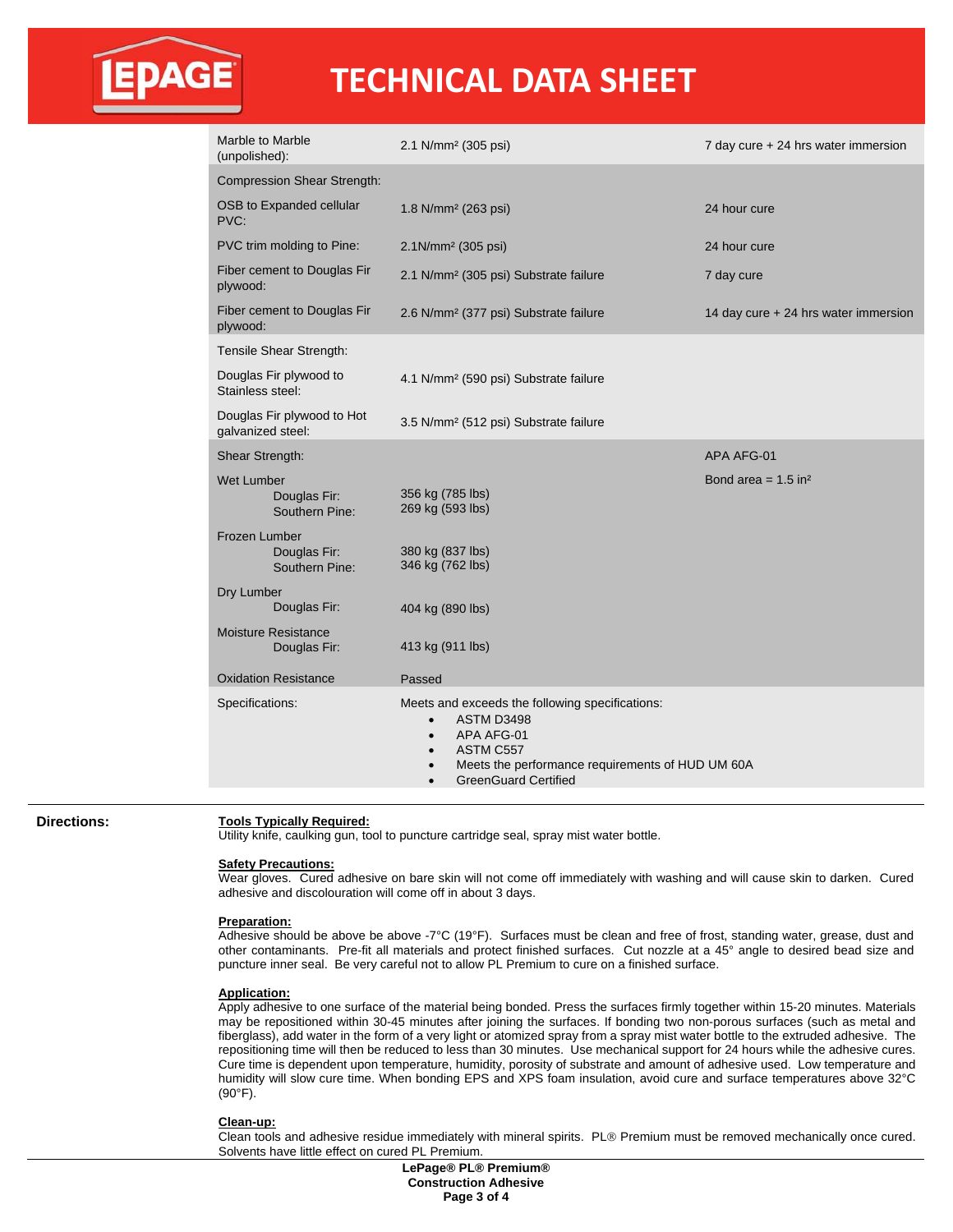| | | |
|---|---|---|
| Marble to Marble (unpolished): | 2.1 N/mm² (305 psi) | 7 day cure + 24 hrs water immersion |
| Compression Shear Strength: | | |
| OSB to Expanded cellular PVC: | 1.8 N/mm² (263 psi) | 24 hour cure |
| PVC trim molding to Pine: | 2.1N/mm² (305 psi) | 24 hour cure |
| Fiber cement to Douglas Fir plywood: | 2.1 N/mm² (305 psi) Substrate failure | 7 day cure |
| Fiber cement to Douglas Fir plywood: | 2.6 N/mm² (377 psi) Substrate failure | 14 day cure + 24 hrs water immersion |
| Tensile Shear Strength: | | |
| Douglas Fir plywood to Stainless steel: | 4.1 N/mm² (590 psi) Substrate failure | |
| Douglas Fir plywood to Hot galvanized steel: | 3.5 N/mm² (512 psi) Substrate failure | |
| Shear Strength: | | APA AFG-01 |
| Wet Lumber<br>Douglas Fir:<br>Southern Pine: | 356 kg (785 lbs)<br>269 kg (593 lbs) | Bond area = 1.5 in² |
| Frozen Lumber<br>Douglas Fir:<br>Southern Pine: | 380 kg (837 lbs)<br>346 kg (762 lbs) | |
| Dry Lumber<br>Douglas Fir: | 404 kg (890 lbs) | |
| Moisture Resistance<br>Douglas Fir: | 413 kg (911 lbs) | |
| Oxidation Resistance | Passed | |
| Specifications: | Meets and exceeds the following specifications:<br>• ASTM D3498<br>• APA AFG-01<br>• ASTM C557<br>• Meets the performance requirements of HUD UM 60A<br>• GreenGuard Certified | |

**Directions:**

**Tools Typically Required:**
Utility knife, caulking gun, tool to puncture cartridge seal, spray mist water bottle.

**Safety Precautions:**
Wear gloves. Cured adhesive on bare skin will not come off immediately with washing and will cause skin to darken. Cured adhesive and discolouration will come off in about 3 days.

**Preparation:**
Adhesive should be above be above -7°C (19°F). Surfaces must be clean and free of frost, standing water, grease, dust and other contaminants. Pre-fit all materials and protect finished surfaces. Cut nozzle at a 45° angle to desired bead size and puncture inner seal. Be very careful not to allow PL Premium to cure on a finished surface.

**Application:**
Apply adhesive to one surface of the material being bonded. Press the surfaces firmly together within 15-20 minutes. Materials may be repositioned within 30-45 minutes after joining the surfaces. If bonding two non-porous surfaces (such as metal and fiberglass), add water in the form of a very light or atomized spray from a spray mist water bottle to the extruded adhesive. The repositioning time will then be reduced to less than 30 minutes. Use mechanical support for 24 hours while the adhesive cures. Cure time is dependent upon temperature, humidity, porosity of substrate and amount of adhesive used. Low temperature and humidity will slow cure time. When bonding EPS and XPS foam insulation, avoid cure and surface temperatures above 32°C (90°F).

**Clean-up:**
Clean tools and adhesive residue immediately with mineral spirits. PL® Premium must be removed mechanically once cured. Solvents have little effect on cured PL Premium.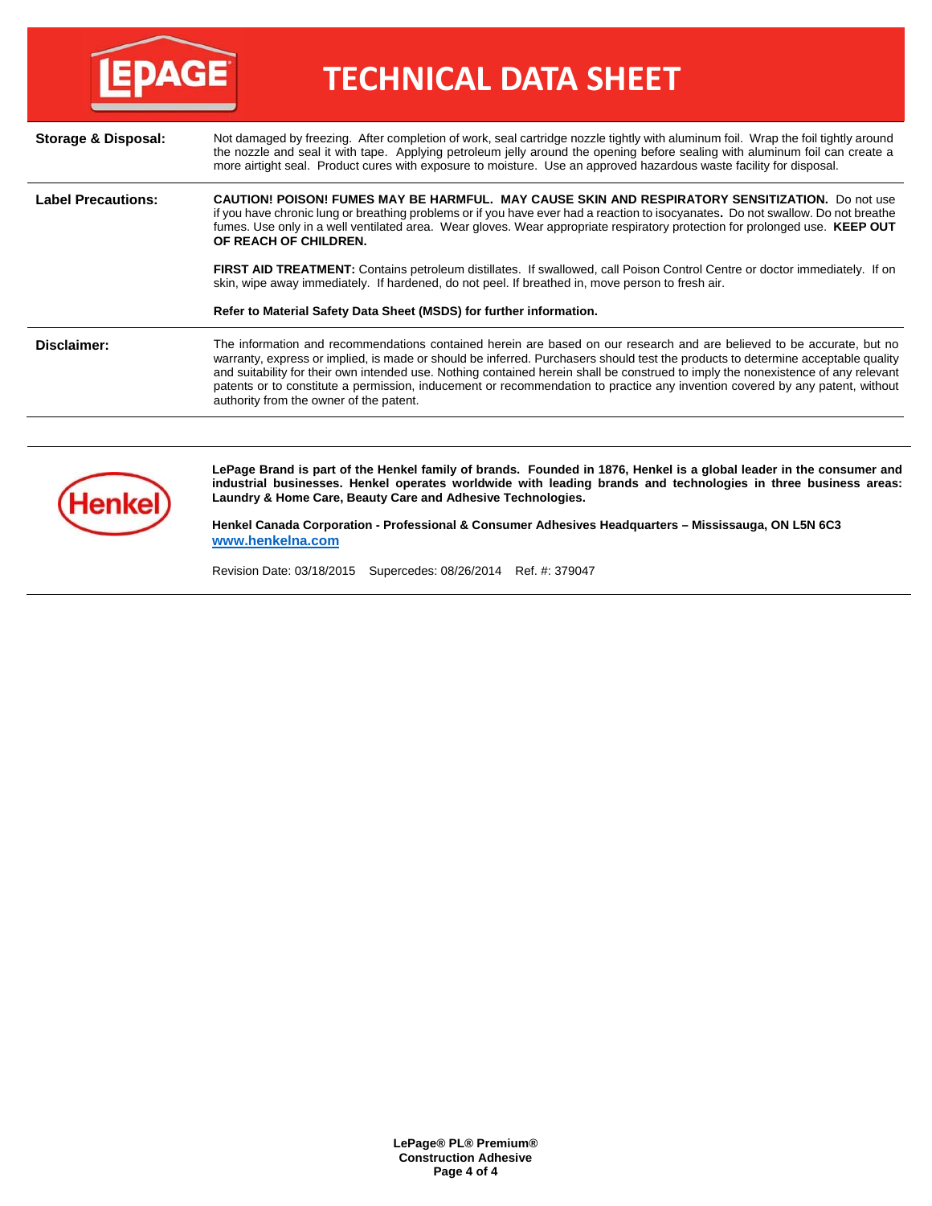# TECHNICAL DATA SHEET

| | |
|---|---|
| **Storage & Disposal:** | Not damaged by freezing. After completion of work, seal cartridge nozzle tightly with aluminum foil. Wrap the foil tightly around the nozzle and seal it with tape. Applying petroleum jelly around the opening before sealing with aluminum foil can create a more airtight seal. Product cures with exposure to moisture. Use an approved hazardous waste facility for disposal. |
| **Label Precautions:** | **CAUTION! POISON! FUMES MAY BE HARMFUL. MAY CAUSE SKIN AND RESPIRATORY SENSITIZATION.** Do not use if you have chronic lung or breathing problems or if you have ever had a reaction to isocyanates**.** Do not swallow. Do not breathe fumes. Use only in a well ventilated area. Wear gloves. Wear appropriate respiratory protection for prolonged use. **KEEP OUT OF REACH OF CHILDREN.**<br><br>**FIRST AID TREATMENT:** Contains petroleum distillates. If swallowed, call Poison Control Centre or doctor immediately. If on skin, wipe away immediately. If hardened, do not peel. If breathed in, move person to fresh air.<br><br>**Refer to Material Safety Data Sheet (MSDS) for further information.** |
| **Disclaimer:** | The information and recommendations contained herein are based on our research and are believed to be accurate, but no warranty, express or implied, is made or should be inferred. Purchasers should test the products to determine acceptable quality and suitability for their own intended use. Nothing contained herein shall be construed to imply the nonexistence of any relevant patents or to constitute a permission, inducement or recommendation to practice any invention covered by any patent, without authority from the owner of the patent. |

**LePage Brand is part of the Henkel family of brands. Founded in 1876, Henkel is a global leader in the consumer and industrial businesses. Henkel operates worldwide with leading brands and technologies in three business areas: Laundry & Home Care, Beauty Care and Adhesive Technologies.**

**Henkel Canada Corporation - Professional & Consumer Adhesives Headquarters – Mississauga, ON L5N 6C3**
**www.henkelna.com**

Revision Date: 03/18/2015 Supercedes: 08/26/2014 Ref. #: 379047